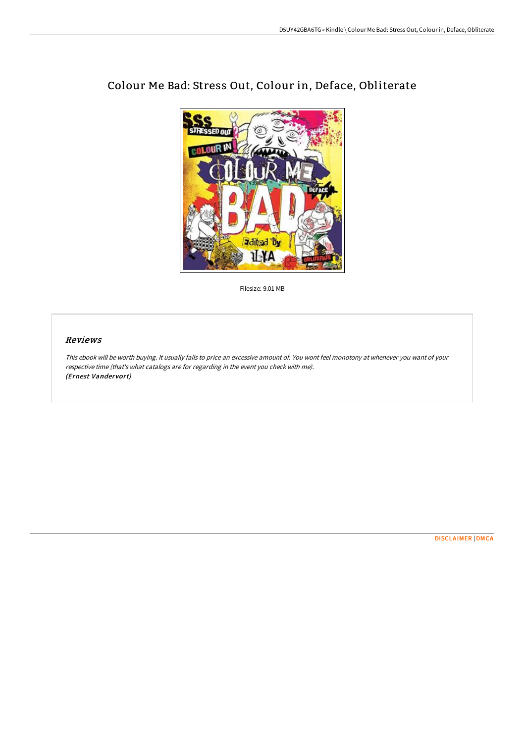# Colour Me Bad: Stress Out, Colour in, Deface, Obliterate

Filesize: 9.01 MB

## *Reviews*

*This ebook will be worth buying. It usually fails to price an excessive amount of. You wont feel monotony at whenever you want of your respective time (that's what catalogs are for regarding in the event you check with me).*
***(Ernest Vandervort)***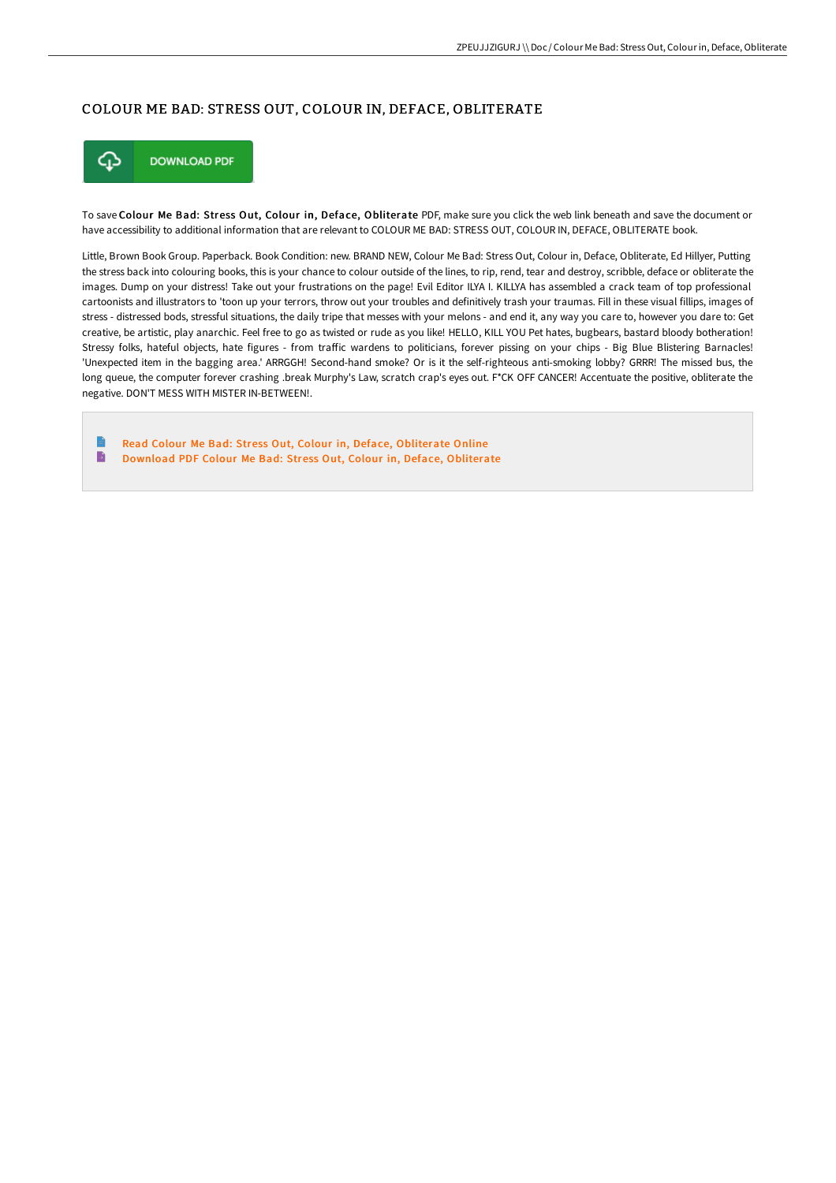# COLOUR ME BAD: STRESS OUT, COLOUR IN, DEFACE, OBLITERATE

DOWNLOAD PDF

To save **Colour Me Bad: Stress Out, Colour in, Deface, Obliterate** PDF, make sure you click the web link beneath and save the document or have accessibility to additional information that are relevant to COLOUR ME BAD: STRESS OUT, COLOUR IN, DEFACE, OBLITERATE book.

Little, Brown Book Group. Paperback. Book Condition: new. BRAND NEW, Colour Me Bad: Stress Out, Colour in, Deface, Obliterate, Ed Hillyer, Putting the stress back into colouring books, this is your chance to colour outside of the lines, to rip, rend, tear and destroy, scribble, deface or obliterate the images. Dump on your distress! Take out your frustrations on the page! Evil Editor ILYA I. KILLYA has assembled a crack team of top professional cartoonists and illustrators to 'toon up your terrors, throw out your troubles and definitively trash your traumas. Fill in these visual fillips, images of stress - distressed bods, stressful situations, the daily tripe that messes with your melons - and end it, any way you care to, however you dare to: Get creative, be artistic, play anarchic. Feel free to go as twisted or rude as you like! HELLO, KILL YOU Pet hates, bugbears, bastard bloody botheration! Stressy folks, hateful objects, hate figures - from traffic wardens to politicians, forever pissing on your chips - Big Blue Blistering Barnacles! 'Unexpected item in the bagging area.' ARRGGH! Second-hand smoke? Or is it the self-righteous anti-smoking lobby? GRRR! The missed bus, the long queue, the computer forever crashing .break Murphy's Law, scratch crap's eyes out. F*CK OFF CANCER! Accentuate the positive, obliterate the negative. DON'T MESS WITH MISTER IN-BETWEEN!.

- Read Colour Me Bad: Stress Out, Colour in, Deface, Obliterate Online
- Download PDF Colour Me Bad: Stress Out, Colour in, Deface, Obliterate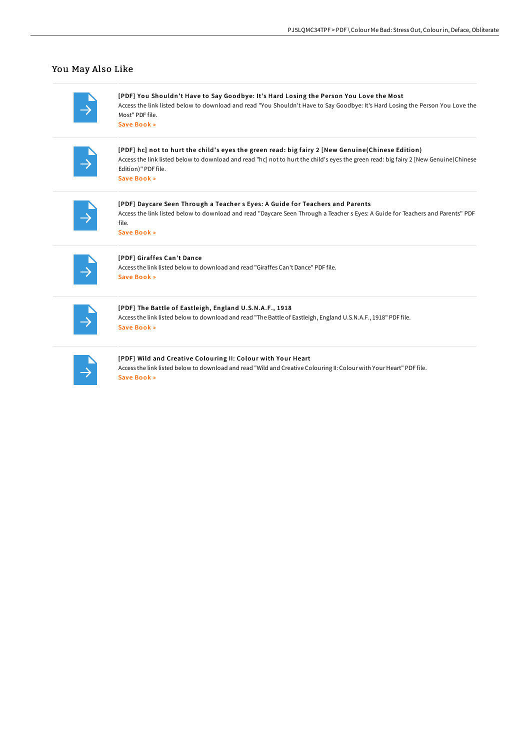## You May Also Like

**[PDF] You Shouldn't Have to Say Goodbye: It's Hard Losing the Person You Love the Most**
Access the link listed below to download and read "You Shouldn't Have to Say Goodbye: It's Hard Losing the Person You Love the Most" PDF file.
Save Book »

**[PDF] hc] not to hurt the child's eyes the green read: big fairy 2 [New Genuine(Chinese Edition)**
Access the link listed below to download and read "hc] not to hurt the child's eyes the green read: big fairy 2 [New Genuine(Chinese Edition)" PDF file.
Save Book »

**[PDF] Daycare Seen Through a Teacher s Eyes: A Guide for Teachers and Parents**
Access the link listed below to download and read "Daycare Seen Through a Teacher s Eyes: A Guide for Teachers and Parents" PDF file.
Save Book »

**[PDF] Giraffes Can't Dance**
Access the link listed below to download and read "Giraffes Can't Dance" PDF file.
Save Book »

**[PDF] The Battle of Eastleigh, England U.S.N.A.F., 1918**
Access the link listed below to download and read "The Battle of Eastleigh, England U.S.N.A.F., 1918" PDF file.
Save Book »

**[PDF] Wild and Creative Colouring II: Colour with Your Heart**
Access the link listed below to download and read "Wild and Creative Colouring II: Colour with Your Heart" PDF file.
Save Book »